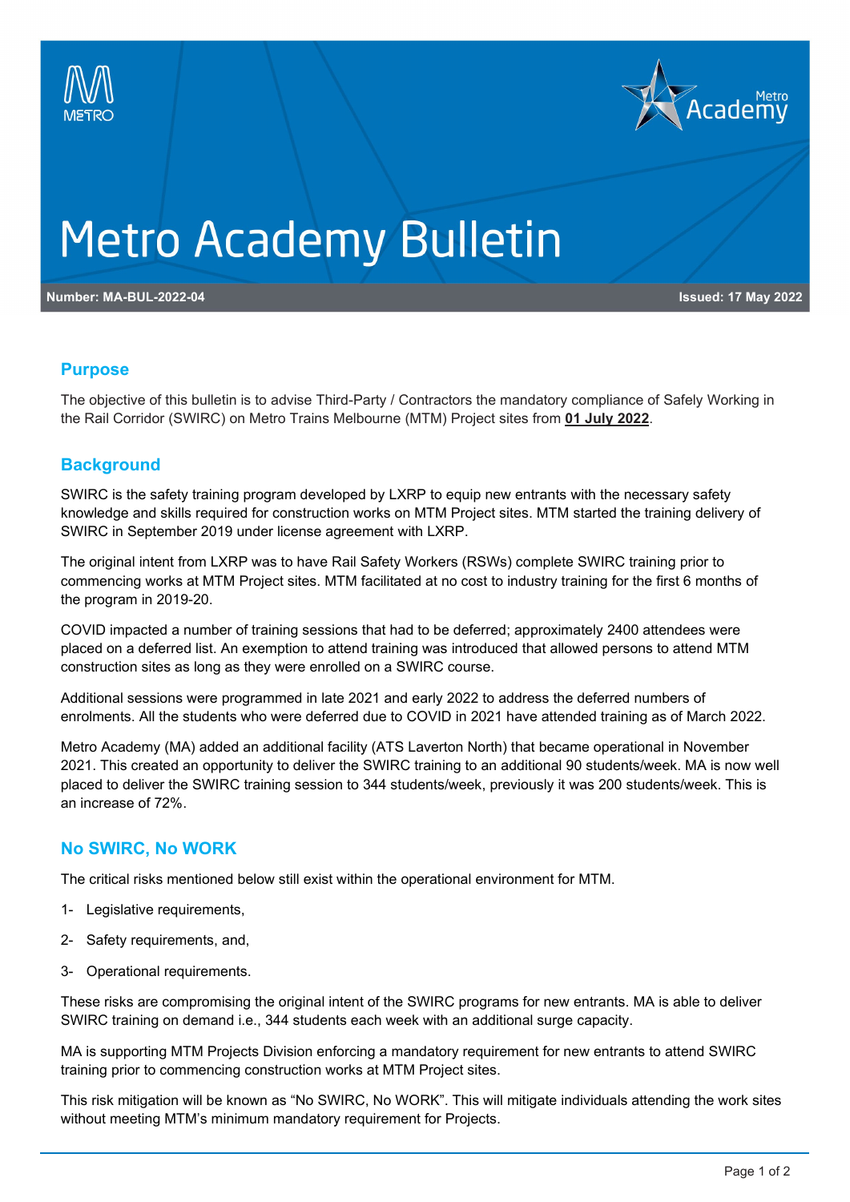# Metro Academy Bulletin

**Number: MA-BUL-2022-04** **Issued: 17 May 2022**

## Purpose

The objective of this bulletin is to advise Third-Party / Contractors the mandatory compliance of Safely Working in the Rail Corridor (SWIRC) on Metro Trains Melbourne (MTM) Project sites from **01 July 2022**.

## Background

SWIRC is the safety training program developed by LXRP to equip new entrants with the necessary safety knowledge and skills required for construction works on MTM Project sites. MTM started the training delivery of SWIRC in September 2019 under license agreement with LXRP.

The original intent from LXRP was to have Rail Safety Workers (RSWs) complete SWIRC training prior to commencing works at MTM Project sites. MTM facilitated at no cost to industry training for the first 6 months of the program in 2019-20.

COVID impacted a number of training sessions that had to be deferred; approximately 2400 attendees were placed on a deferred list. An exemption to attend training was introduced that allowed persons to attend MTM construction sites as long as they were enrolled on a SWIRC course.

Additional sessions were programmed in late 2021 and early 2022 to address the deferred numbers of enrolments. All the students who were deferred due to COVID in 2021 have attended training as of March 2022.

Metro Academy (MA) added an additional facility (ATS Laverton North) that became operational in November 2021. This created an opportunity to deliver the SWIRC training to an additional 90 students/week. MA is now well placed to deliver the SWIRC training session to 344 students/week, previously it was 200 students/week. This is an increase of 72%.

## No SWIRC, No WORK

The critical risks mentioned below still exist within the operational environment for MTM.

1- Legislative requirements,

2- Safety requirements, and,

3- Operational requirements.

These risks are compromising the original intent of the SWIRC programs for new entrants. MA is able to deliver SWIRC training on demand i.e., 344 students each week with an additional surge capacity.

MA is supporting MTM Projects Division enforcing a mandatory requirement for new entrants to attend SWIRC training prior to commencing construction works at MTM Project sites.

This risk mitigation will be known as "No SWIRC, No WORK". This will mitigate individuals attending the work sites without meeting MTM's minimum mandatory requirement for Projects.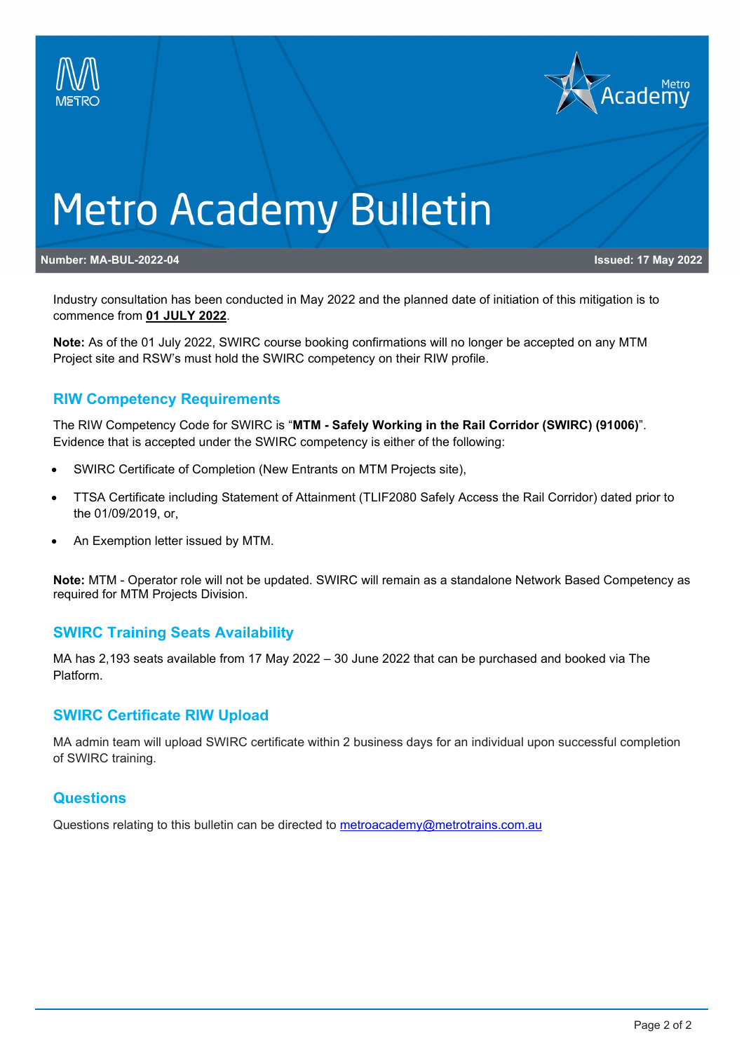# Metro Academy Bulletin

**Number: MA-BUL-2022-04** **Issued: 17 May 2022**

Industry consultation has been conducted in May 2022 and the planned date of initiation of this mitigation is to commence from **01 JULY 2022**.

**Note:** As of the 01 July 2022, SWIRC course booking confirmations will no longer be accepted on any MTM Project site and RSW's must hold the SWIRC competency on their RIW profile.

## RIW Competency Requirements

The RIW Competency Code for SWIRC is "**MTM - Safely Working in the Rail Corridor (SWIRC) (91006)**". Evidence that is accepted under the SWIRC competency is either of the following:

- SWIRC Certificate of Completion (New Entrants on MTM Projects site),
- TTSA Certificate including Statement of Attainment (TLIF2080 Safely Access the Rail Corridor) dated prior to the 01/09/2019, or,
- An Exemption letter issued by MTM.

**Note:** MTM - Operator role will not be updated. SWIRC will remain as a standalone Network Based Competency as required for MTM Projects Division.

## SWIRC Training Seats Availability

MA has 2,193 seats available from 17 May 2022 – 30 June 2022 that can be purchased and booked via The Platform.

## SWIRC Certificate RIW Upload

MA admin team will upload SWIRC certificate within 2 business days for an individual upon successful completion of SWIRC training.

## Questions

Questions relating to this bulletin can be directed to metroacademy@metrotrains.com.au